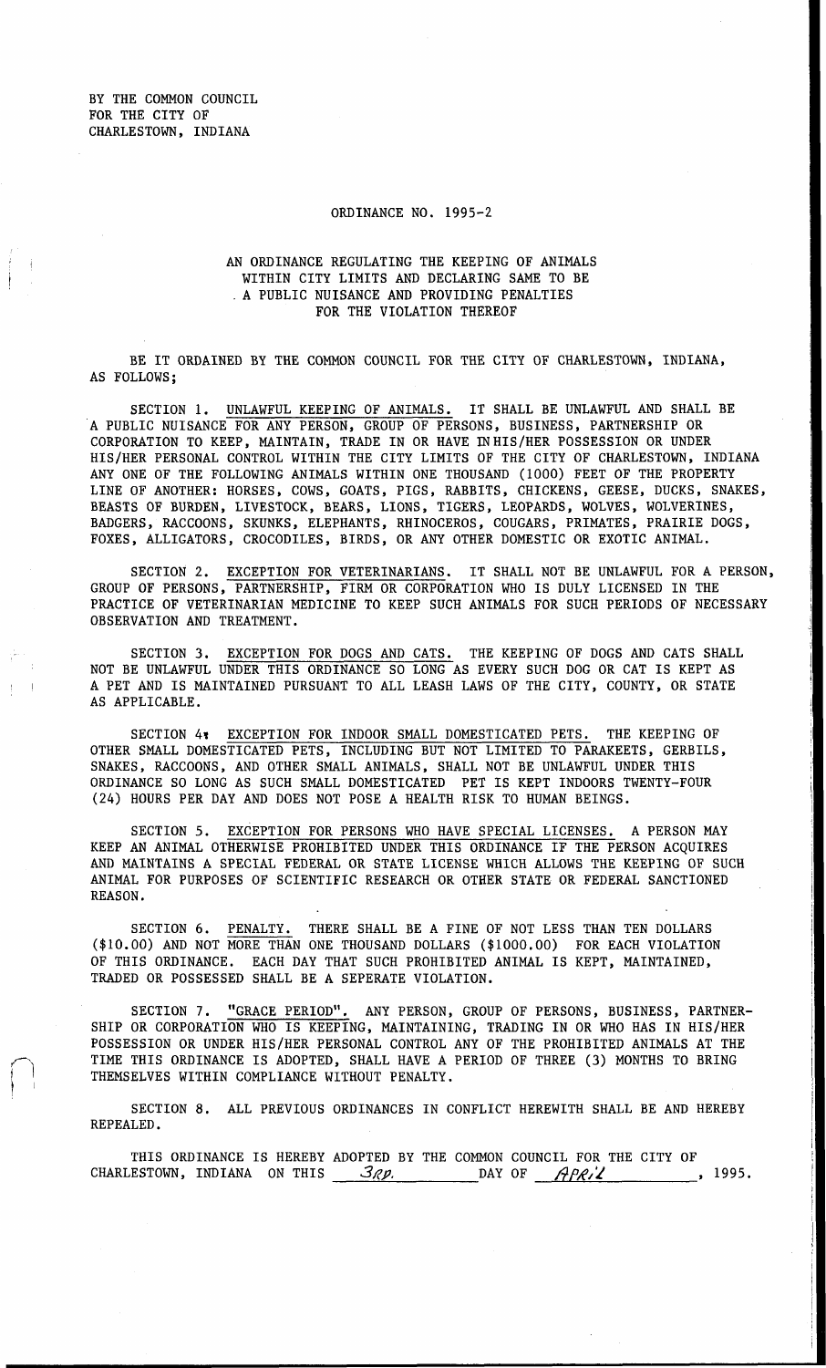BY THE COMMON COUNCIL
FOR THE CITY OF
CHARLESTOWN, INDIANA

# ORDINANCE NO. 1995-2

## AN ORDINANCE REGULATING THE KEEPING OF ANIMALS WITHIN CITY LIMITS AND DECLARING SAME TO BE A PUBLIC NUISANCE AND PROVIDING PENALTIES FOR THE VIOLATION THEREOF

BE IT ORDAINED BY THE COMMON COUNCIL FOR THE CITY OF CHARLESTOWN, INDIANA, AS FOLLOWS;

SECTION 1. UNLAWFUL KEEPING OF ANIMALS. IT SHALL BE UNLAWFUL AND SHALL BE A PUBLIC NUISANCE FOR ANY PERSON, GROUP OF PERSONS, BUSINESS, PARTNERSHIP OR CORPORATION TO KEEP, MAINTAIN, TRADE IN OR HAVE IN HIS/HER POSSESSION OR UNDER HIS/HER PERSONAL CONTROL WITHIN THE CITY LIMITS OF THE CITY OF CHARLESTOWN, INDIANA ANY ONE OF THE FOLLOWING ANIMALS WITHIN ONE THOUSAND (1000) FEET OF THE PROPERTY LINE OF ANOTHER: HORSES, COWS, GOATS, PIGS, RABBITS, CHICKENS, GEESE, DUCKS, SNAKES, BEASTS OF BURDEN, LIVESTOCK, BEARS, LIONS, TIGERS, LEOPARDS, WOLVES, WOLVERINES, BADGERS, RACCOONS, SKUNKS, ELEPHANTS, RHINOCEROS, COUGARS, PRIMATES, PRAIRIE DOGS, FOXES, ALLIGATORS, CROCODILES, BIRDS, OR ANY OTHER DOMESTIC OR EXOTIC ANIMAL.

SECTION 2. EXCEPTION FOR VETERINARIANS. IT SHALL NOT BE UNLAWFUL FOR A PERSON, GROUP OF PERSONS, PARTNERSHIP, FIRM OR CORPORATION WHO IS DULY LICENSED IN THE PRACTICE OF VETERINARIAN MEDICINE TO KEEP SUCH ANIMALS FOR SUCH PERIODS OF NECESSARY OBSERVATION AND TREATMENT.

SECTION 3. EXCEPTION FOR DOGS AND CATS. THE KEEPING OF DOGS AND CATS SHALL NOT BE UNLAWFUL UNDER THIS ORDINANCE SO LONG AS EVERY SUCH DOG OR CAT IS KEPT AS A PET AND IS MAINTAINED PURSUANT TO ALL LEASH LAWS OF THE CITY, COUNTY, OR STATE AS APPLICABLE.

SECTION 4. EXCEPTION FOR INDOOR SMALL DOMESTICATED PETS. THE KEEPING OF OTHER SMALL DOMESTICATED PETS, INCLUDING BUT NOT LIMITED TO PARAKEETS, GERBILS, SNAKES, RACCOONS, AND OTHER SMALL ANIMALS, SHALL NOT BE UNLAWFUL UNDER THIS ORDINANCE SO LONG AS SUCH SMALL DOMESTICATED PET IS KEPT INDOORS TWENTY-FOUR (24) HOURS PER DAY AND DOES NOT POSE A HEALTH RISK TO HUMAN BEINGS.

SECTION 5. EXCEPTION FOR PERSONS WHO HAVE SPECIAL LICENSES. A PERSON MAY KEEP AN ANIMAL OTHERWISE PROHIBITED UNDER THIS ORDINANCE IF THE PERSON ACQUIRES AND MAINTAINS A SPECIAL FEDERAL OR STATE LICENSE WHICH ALLOWS THE KEEPING OF SUCH ANIMAL FOR PURPOSES OF SCIENTIFIC RESEARCH OR OTHER STATE OR FEDERAL SANCTIONED REASON.

SECTION 6. PENALTY. THERE SHALL BE A FINE OF NOT LESS THAN TEN DOLLARS ($10.00) AND NOT MORE THAN ONE THOUSAND DOLLARS ($1000.00) FOR EACH VIOLATION OF THIS ORDINANCE. EACH DAY THAT SUCH PROHIBITED ANIMAL IS KEPT, MAINTAINED, TRADED OR POSSESSED SHALL BE A SEPERATE VIOLATION.

SECTION 7. "GRACE PERIOD". ANY PERSON, GROUP OF PERSONS, BUSINESS, PARTNERSHIP OR CORPORATION WHO IS KEEPING, MAINTAINING, TRADING IN OR WHO HAS IN HIS/HER POSSESSION OR UNDER HIS/HER PERSONAL CONTROL ANY OF THE PROHIBITED ANIMALS AT THE TIME THIS ORDINANCE IS ADOPTED, SHALL HAVE A PERIOD OF THREE (3) MONTHS TO BRING THEMSELVES WITHIN COMPLIANCE WITHOUT PENALTY.

SECTION 8. ALL PREVIOUS ORDINANCES IN CONFLICT HEREWITH SHALL BE AND HEREBY REPEALED.

THIS ORDINANCE IS HEREBY ADOPTED BY THE COMMON COUNCIL FOR THE CITY OF CHARLESTOWN, INDIANA ON THIS *3RD* DAY OF *APRIL*, 1995.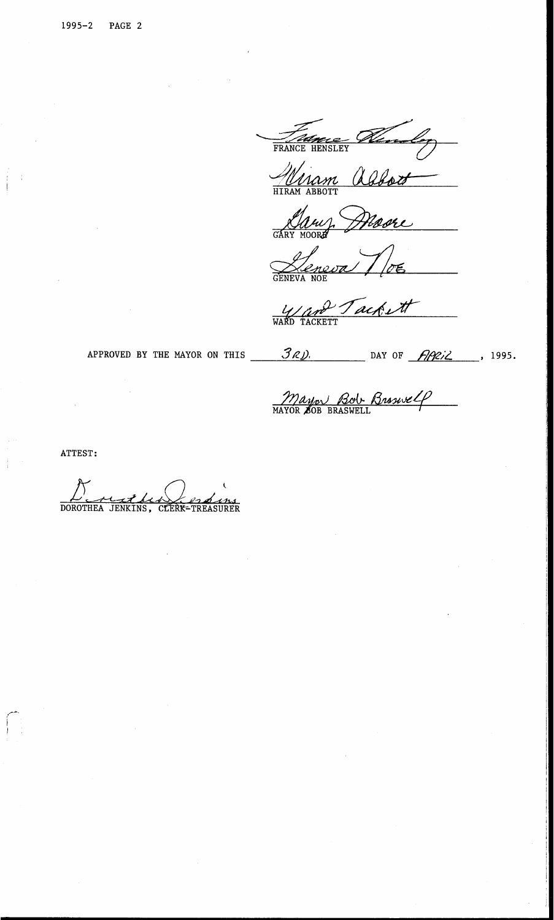FRANCE HENSLEY

HIRAM ABBOTT

GARY MOORE

GENEVA NOE

WARD TACKETT

APPROVED BY THE MAYOR ON THIS 3RD DAY OF APRIL, 1995.

MAYOR BOB BRASWELL

ATTEST:

DOROTHEA JENKINS, CLERK-TREASURER